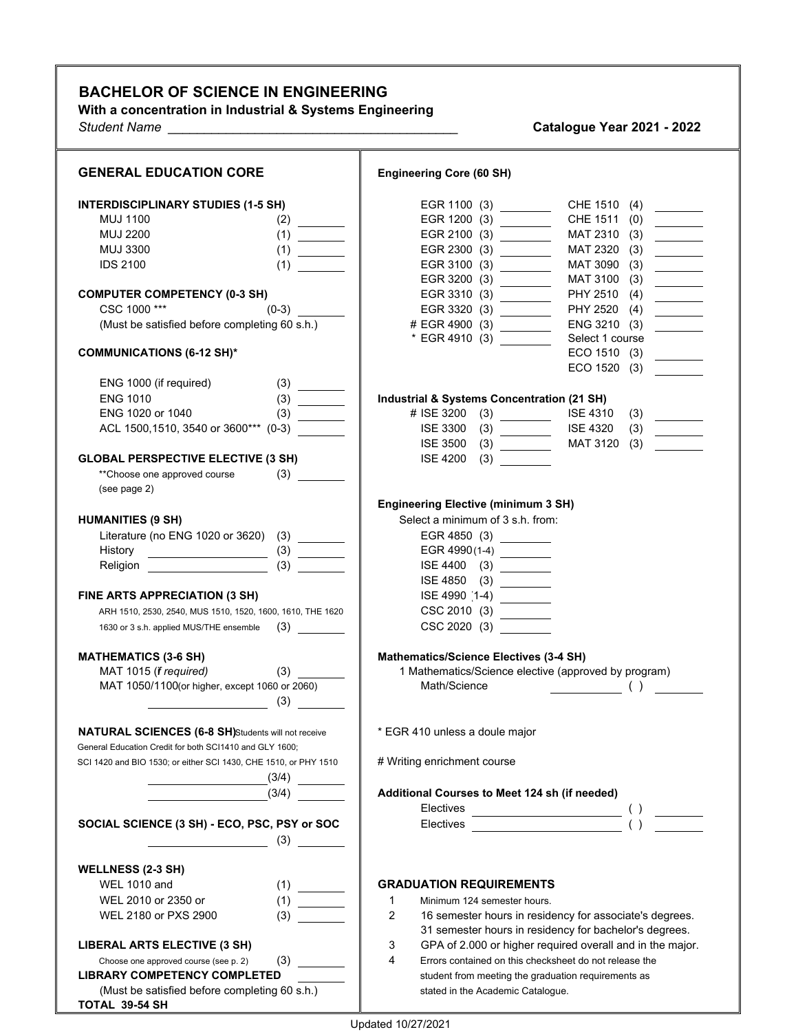# BACHELOR OF SCIENCE IN ENGINEERING

**With a concentration in Industrial & Systems Engineering**

*Student Name* ________________________________________ **Catalogue Year 2021 - 2022**

## GENERAL EDUCATION CORE

**INTERDISCIPLINARY STUDIES (1-5 SH)**

| Course | SH | |
|---|---|---|
| MUJ 1100 | (2) | ________ |
| MUJ 2200 | (1) | ________ |
| MUJ 3300 | (1) | ________ |
| IDS 2100 | (1) | ________ |

**COMPUTER COMPETENCY (0-3 SH)**

| Course | SH | |
|---|---|---|
| CSC 1000 *** | (0-3) | ________ |

(Must be satisfied before completing 60 s.h.)

**COMMUNICATIONS (6-12 SH)***

| Course | SH | |
|---|---|---|
| ENG 1000 (if required) | (3) | ________ |
| ENG 1010 | (3) | ________ |
| ENG 1020 or 1040 | (3) | ________ |
| ACL 1500,1510, 3540 or 3600*** | (0-3) | ________ |

**GLOBAL PERSPECTIVE ELECTIVE (3 SH)**

| Course | SH | |
|---|---|---|
| **Choose one approved course (see page 2) | (3) | ________ |

**HUMANITIES (9 SH)**

| Course | SH | |
|---|---|---|
| Literature (no ENG 1020 or 3620) | (3) | ________ |
| History ____________________ | (3) | ________ |
| Religion ____________________ | (3) | ________ |

**FINE ARTS APPRECIATION (3 SH)**

ARH 1510, 2530, 2540, MUS 1510, 1520, 1600, 1610, THE 1620 1630 or 3 s.h. applied MUS/THE ensemble (3) ________

**MATHEMATICS (3-6 SH)**

| Course | SH | |
|---|---|---|
| MAT 1015 (*f required)* | (3) | ________ |
| MAT 1050/1100(or higher, except 1060 or 2060) ____________________ | (3) | ________ |

**NATURAL SCIENCES (6-8 SH)** Students will not receive General Education Credit for both SCI1410 and GLY 1600; SCI 1420 and BIO 1530; or either SCI 1430, CHE 1510, or PHY 1510

| Course | SH | |
|---|---|---|
| ____________________ | (3/4) | ________ |
| ____________________ | (3/4) | ________ |

**SOCIAL SCIENCE (3 SH) - ECO, PSC, PSY or SOC**

| Course | SH | |
|---|---|---|
| ____________________ | (3) | ________ |

**WELLNESS (2-3 SH)**

| Course | SH | |
|---|---|---|
| WEL 1010 and | (1) | ________ |
| WEL 2010 or 2350 or | (1) | ________ |
| WEL 2180 or PXS 2900 | (3) | ________ |

**LIBERAL ARTS ELECTIVE (3 SH)**

| Course | SH | |
|---|---|---|
| Choose one approved course (see p. 2) | (3) | ________ |

**LIBRARY COMPETENCY COMPLETED** ________

(Must be satisfied before completing 60 s.h.)

**TOTAL 39-54 SH**

## Engineering Core (60 SH)

| Course | SH | | Course | SH | |
|---|---|---|---|---|---|
| EGR 1100 | (3) | ________ | CHE 1510 | (4) | ________ |
| EGR 1200 | (3) | ________ | CHE 1511 | (0) | ________ |
| EGR 2100 | (3) | ________ | MAT 2310 | (3) | ________ |
| EGR 2300 | (3) | ________ | MAT 2320 | (3) | ________ |
| EGR 3100 | (3) | ________ | MAT 3090 | (3) | ________ |
| EGR 3200 | (3) | ________ | MAT 3100 | (3) | ________ |
| EGR 3310 | (3) | ________ | PHY 2510 | (4) | ________ |
| EGR 3320 | (3) | ________ | PHY 2520 | (4) | ________ |
| # EGR 4900 | (3) | ________ | ENG 3210 | (3) | ________ |
| * EGR 4910 | (3) | ________ | Select 1 course | | |
| | | | ECO 1510 | (3) | ________ |
| | | | ECO 1520 | (3) | ________ |

**Industrial & Systems Concentration (21 SH)**

| Course | SH | | Course | SH | |
|---|---|---|---|---|---|
| # ISE 3200 | (3) | ________ | ISE 4310 | (3) | ________ |
| ISE 3300 | (3) | ________ | ISE 4320 | (3) | ________ |
| ISE 3500 | (3) | ________ | MAT 3120 | (3) | ________ |
| ISE 4200 | (3) | ________ | | | |

**Engineering Elective (minimum 3 SH)**

Select a minimum of 3 s.h. from:

| Course | SH | |
|---|---|---|
| EGR 4850 | (3) | ________ |
| EGR 4990 | (1-4) | ________ |
| ISE 4400 | (3) | ________ |
| ISE 4850 | (3) | ________ |
| ISE 4990 | (1-4) | ________ |
| CSC 2010 | (3) | ________ |
| CSC 2020 | (3) | ________ |

**Mathematics/Science Electives (3-4 SH)**

1 Mathematics/Science elective (approved by program)

Math/Science ____________ ( ) ________

\* EGR 410 unless a doule major

\# Writing enrichment course

**Additional Courses to Meet 124 sh (if needed)**

Electives ________________________ ( ) ________

Electives ________________________ ( ) ________

**GRADUATION REQUIREMENTS**

1. Minimum 124 semester hours.
2. 16 semester hours in residency for associate's degrees. 31 semester hours in residency for bachelor's degrees.
3. GPA of 2.000 or higher required overall and in the major.
4. Errors contained on this checksheet do not release the student from meeting the graduation requirements as stated in the Academic Catalogue.

Updated 10/27/2021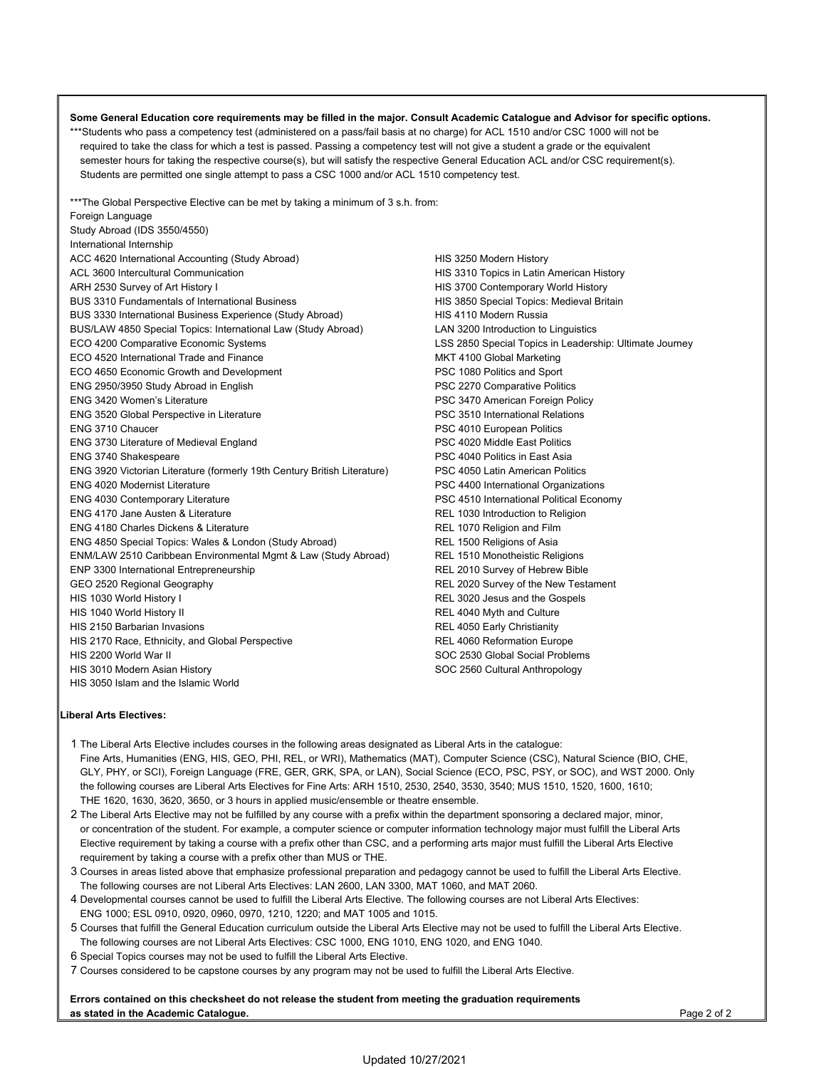**Some General Education core requirements may be filled in the major. Consult Academic Catalogue and Advisor for specific options.**

***Students who pass a competency test (administered on a pass/fail basis at no charge) for ACL 1510 and/or CSC 1000 will not be required to take the class for which a test is passed. Passing a competency test will not give a student a grade or the equivalent semester hours for taking the respective course(s), but will satisfy the respective General Education ACL and/or CSC requirement(s). Students are permitted one single attempt to pass a CSC 1000 and/or ACL 1510 competency test.

***The Global Perspective Elective can be met by taking a minimum of 3 s.h. from:

Foreign Language
Study Abroad (IDS 3550/4550)
International Internship
ACC 4620 International Accounting (Study Abroad)
ACL 3600 Intercultural Communication
ARH 2530 Survey of Art History I
BUS 3310 Fundamentals of International Business
BUS 3330 International Business Experience (Study Abroad)
BUS/LAW 4850 Special Topics: International Law (Study Abroad)
ECO 4200 Comparative Economic Systems
ECO 4520 International Trade and Finance
ECO 4650 Economic Growth and Development
ENG 2950/3950 Study Abroad in English
ENG 3420 Women's Literature
ENG 3520 Global Perspective in Literature
ENG 3710 Chaucer
ENG 3730 Literature of Medieval England
ENG 3740 Shakespeare
ENG 3920 Victorian Literature (formerly 19th Century British Literature)
ENG 4020 Modernist Literature
ENG 4030 Contemporary Literature
ENG 4170 Jane Austen & Literature
ENG 4180 Charles Dickens & Literature
ENG 4850 Special Topics: Wales & London (Study Abroad)
ENM/LAW 2510 Caribbean Environmental Mgmt & Law (Study Abroad)
ENP 3300 International Entrepreneurship
GEO 2520 Regional Geography
HIS 1030 World History I
HIS 1040 World History II
HIS 2150 Barbarian Invasions
HIS 2170 Race, Ethnicity, and Global Perspective
HIS 2200 World War II
HIS 3010 Modern Asian History
HIS 3050 Islam and the Islamic World
HIS 3250 Modern History
HIS 3310 Topics in Latin American History
HIS 3700 Contemporary World History
HIS 3850 Special Topics: Medieval Britain
HIS 4110 Modern Russia
LAN 3200 Introduction to Linguistics
LSS 2850 Special Topics in Leadership: Ultimate Journey
MKT 4100 Global Marketing
PSC 1080 Politics and Sport
PSC 2270 Comparative Politics
PSC 3470 American Foreign Policy
PSC 3510 International Relations
PSC 4010 European Politics
PSC 4020 Middle East Politics
PSC 4040 Politics in East Asia
PSC 4050 Latin American Politics
PSC 4400 International Organizations
PSC 4510 International Political Economy
REL 1030 Introduction to Religion
REL 1070 Religion and Film
REL 1500 Religions of Asia
REL 1510 Monotheistic Religions
REL 2010 Survey of Hebrew Bible
REL 2020 Survey of the New Testament
REL 3020 Jesus and the Gospels
REL 4040 Myth and Culture
REL 4050 Early Christianity
REL 4060 Reformation Europe
SOC 2530 Global Social Problems
SOC 2560 Cultural Anthropology

**Liberal Arts Electives:**

1. The Liberal Arts Elective includes courses in the following areas designated as Liberal Arts in the catalogue: Fine Arts, Humanities (ENG, HIS, GEO, PHI, REL, or WRI), Mathematics (MAT), Computer Science (CSC), Natural Science (BIO, CHE, GLY, PHY, or SCI), Foreign Language (FRE, GER, GRK, SPA, or LAN), Social Science (ECO, PSC, PSY, or SOC), and WST 2000. Only the following courses are Liberal Arts Electives for Fine Arts: ARH 1510, 2530, 2540, 3530, 3540; MUS 1510, 1520, 1600, 1610; THE 1620, 1630, 3620, 3650, or 3 hours in applied music/ensemble or theatre ensemble.
2. The Liberal Arts Elective may not be fulfilled by any course with a prefix within the department sponsoring a declared major, minor, or concentration of the student. For example, a computer science or computer information technology major must fulfill the Liberal Arts Elective requirement by taking a course with a prefix other than CSC, and a performing arts major must fulfill the Liberal Arts Elective requirement by taking a course with a prefix other than MUS or THE.
3. Courses in areas listed above that emphasize professional preparation and pedagogy cannot be used to fulfill the Liberal Arts Elective. The following courses are not Liberal Arts Electives: LAN 2600, LAN 3300, MAT 1060, and MAT 2060.
4. Developmental courses cannot be used to fulfill the Liberal Arts Elective. The following courses are not Liberal Arts Electives: ENG 1000; ESL 0910, 0920, 0960, 0970, 1210, 1220; and MAT 1005 and 1015.
5. Courses that fulfill the General Education curriculum outside the Liberal Arts Elective may not be used to fulfill the Liberal Arts Elective. The following courses are not Liberal Arts Electives: CSC 1000, ENG 1010, ENG 1020, and ENG 1040.
6. Special Topics courses may not be used to fulfill the Liberal Arts Elective.
7. Courses considered to be capstone courses by any program may not be used to fulfill the Liberal Arts Elective.

**Errors contained on this checksheet do not release the student from meeting the graduation requirements as stated in the Academic Catalogue.**

Updated 10/27/2021